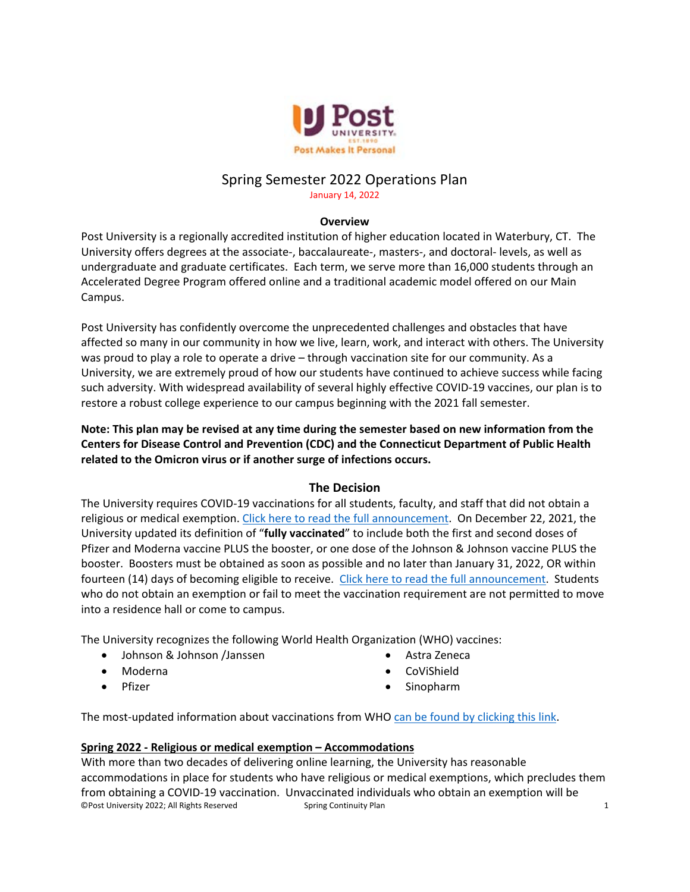# Spring Semester 2022 Operations Plan

January 14, 2022

## Overview

Post University is a regionally accredited institution of higher education located in Waterbury, CT. The University offers degrees at the associate-, baccalaureate-, masters-, and doctoral- levels, as well as undergraduate and graduate certificates. Each term, we serve more than 16,000 students through an Accelerated Degree Program offered online and a traditional academic model offered on our Main Campus.

Post University has confidently overcome the unprecedented challenges and obstacles that have affected so many in our community in how we live, learn, work, and interact with others. The University was proud to play a role to operate a drive – through vaccination site for our community. As a University, we are extremely proud of how our students have continued to achieve success while facing such adversity. With widespread availability of several highly effective COVID-19 vaccines, our plan is to restore a robust college experience to our campus beginning with the 2021 fall semester.

**Note: This plan may be revised at any time during the semester based on new information from the Centers for Disease Control and Prevention (CDC) and the Connecticut Department of Public Health related to the Omicron virus or if another surge of infections occurs.**

## The Decision

The University requires COVID-19 vaccinations for all students, faculty, and staff that did not obtain a religious or medical exemption. Click here to read the full announcement. On December 22, 2021, the University updated its definition of "**fully vaccinated**" to include both the first and second doses of Pfizer and Moderna vaccine PLUS the booster, or one dose of the Johnson & Johnson vaccine PLUS the booster. Boosters must be obtained as soon as possible and no later than January 31, 2022, OR within fourteen (14) days of becoming eligible to receive. Click here to read the full announcement. Students who do not obtain an exemption or fail to meet the vaccination requirement are not permitted to move into a residence hall or come to campus.

The University recognizes the following World Health Organization (WHO) vaccines:

- Johnson & Johnson /Janssen
- Moderna
- Pfizer
- Astra Zeneca
- CoViShield
- Sinopharm

The most-updated information about vaccinations from WHO can be found by clicking this link.

**Spring 2022 - Religious or medical exemption – Accommodations**

With more than two decades of delivering online learning, the University has reasonable accommodations in place for students who have religious or medical exemptions, which precludes them from obtaining a COVID-19 vaccination. Unvaccinated individuals who obtain an exemption will be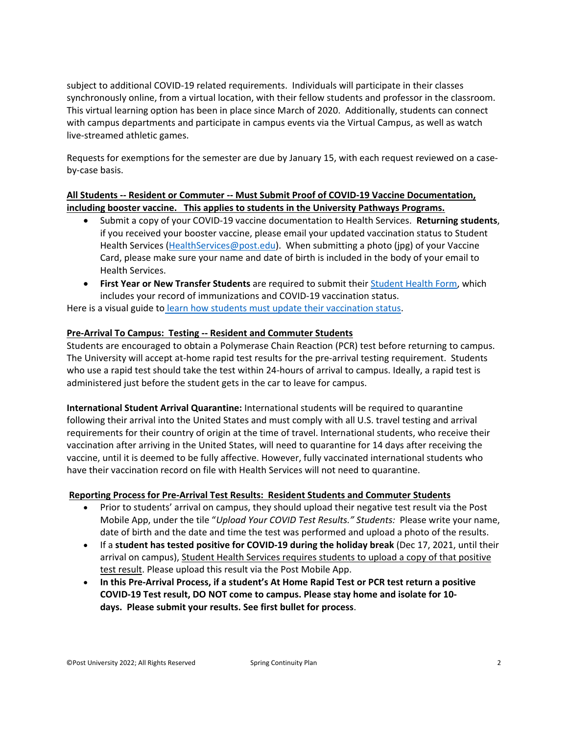subject to additional COVID-19 related requirements. Individuals will participate in their classes synchronously online, from a virtual location, with their fellow students and professor in the classroom. This virtual learning option has been in place since March of 2020. Additionally, students can connect with campus departments and participate in campus events via the Virtual Campus, as well as watch live-streamed athletic games.

Requests for exemptions for the semester are due by January 15, with each request reviewed on a case-by-case basis.

**All Students -- Resident or Commuter -- Must Submit Proof of COVID-19 Vaccine Documentation, including booster vaccine. This applies to students in the University Pathways Programs.**

- Submit a copy of your COVID-19 vaccine documentation to Health Services. **Returning students**, if you received your booster vaccine, please email your updated vaccination status to Student Health Services (HealthServices@post.edu). When submitting a photo (jpg) of your Vaccine Card, please make sure your name and date of birth is included in the body of your email to Health Services.
- **First Year or New Transfer Students** are required to submit their Student Health Form, which includes your record of immunizations and COVID-19 vaccination status.

Here is a visual guide to learn how students must update their vaccination status.

**Pre-Arrival To Campus: Testing -- Resident and Commuter Students**

Students are encouraged to obtain a Polymerase Chain Reaction (PCR) test before returning to campus. The University will accept at-home rapid test results for the pre-arrival testing requirement. Students who use a rapid test should take the test within 24-hours of arrival to campus. Ideally, a rapid test is administered just before the student gets in the car to leave for campus.

**International Student Arrival Quarantine:** International students will be required to quarantine following their arrival into the United States and must comply with all U.S. travel testing and arrival requirements for their country of origin at the time of travel. International students, who receive their vaccination after arriving in the United States, will need to quarantine for 14 days after receiving the vaccine, until it is deemed to be fully affective. However, fully vaccinated international students who have their vaccination record on file with Health Services will not need to quarantine.

**Reporting Process for Pre-Arrival Test Results: Resident Students and Commuter Students**

- Prior to students' arrival on campus, they should upload their negative test result via the Post Mobile App, under the tile "*Upload Your COVID Test Results." Students:* Please write your name, date of birth and the date and time the test was performed and upload a photo of the results.
- If a **student has tested positive for COVID-19 during the holiday break** (Dec 17, 2021, until their arrival on campus), Student Health Services requires students to upload a copy of that positive test result. Please upload this result via the Post Mobile App.
- **In this Pre-Arrival Process, if a student's At Home Rapid Test or PCR test return a positive COVID-19 Test result, DO NOT come to campus. Please stay home and isolate for 10-days. Please submit your results. See first bullet for process**.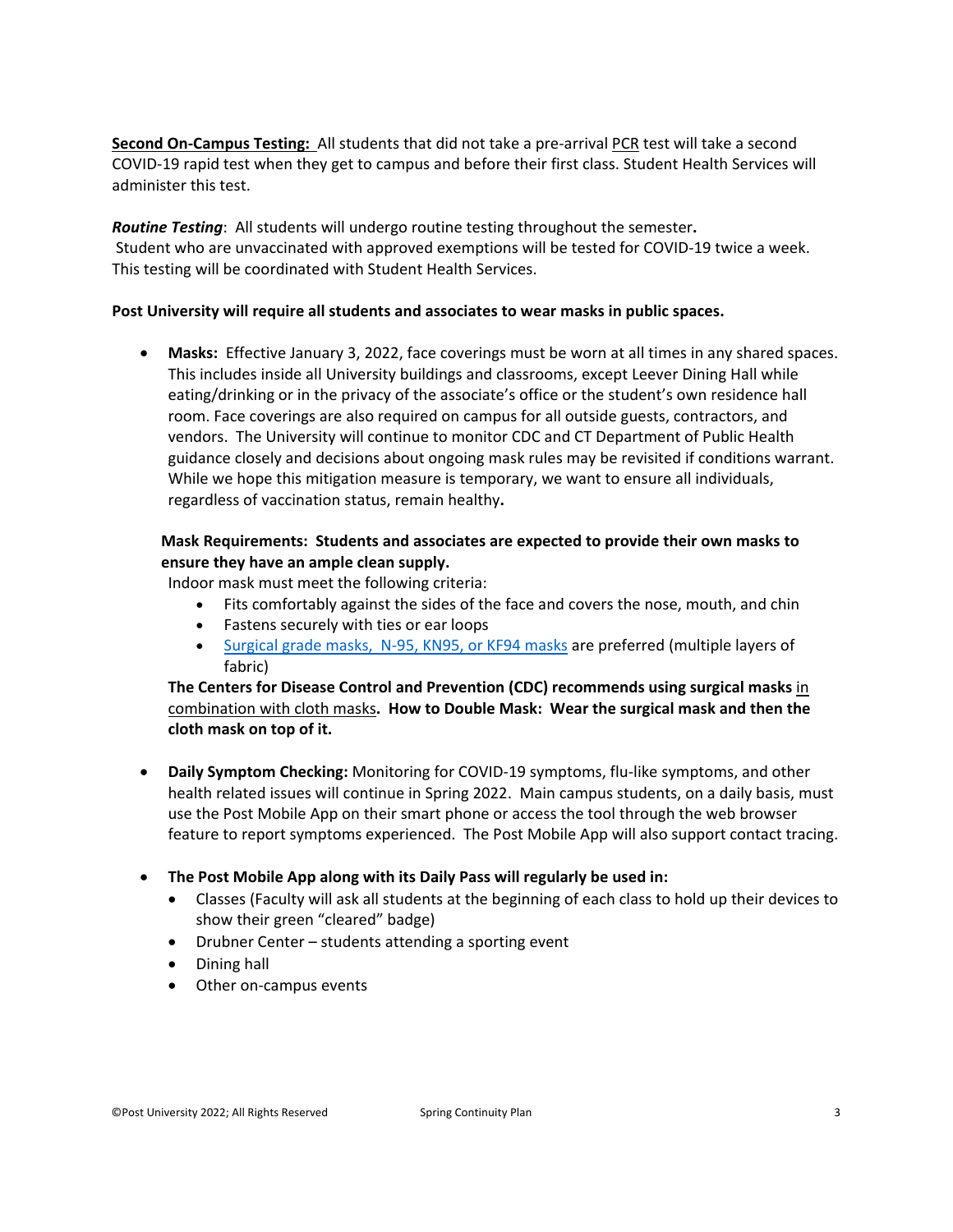**Second On-Campus Testing:** All students that did not take a pre-arrival PCR test will take a second COVID-19 rapid test when they get to campus and before their first class. Student Health Services will administer this test.

***Routine Testing***: All students will undergo routine testing throughout the semester**.**
Student who are unvaccinated with approved exemptions will be tested for COVID-19 twice a week. This testing will be coordinated with Student Health Services.

**Post University will require all students and associates to wear masks in public spaces.**

- **Masks:** Effective January 3, 2022, face coverings must be worn at all times in any shared spaces. This includes inside all University buildings and classrooms, except Leever Dining Hall while eating/drinking or in the privacy of the associate's office or the student's own residence hall room. Face coverings are also required on campus for all outside guests, contractors, and vendors. The University will continue to monitor CDC and CT Department of Public Health guidance closely and decisions about ongoing mask rules may be revisited if conditions warrant. While we hope this mitigation measure is temporary, we want to ensure all individuals, regardless of vaccination status, remain healthy**.**

  **Mask Requirements: Students and associates are expected to provide their own masks to ensure they have an ample clean supply.**
  Indoor mask must meet the following criteria:
  - Fits comfortably against the sides of the face and covers the nose, mouth, and chin
  - Fastens securely with ties or ear loops
  - Surgical grade masks, N-95, KN95, or KF94 masks are preferred (multiple layers of fabric)

  **The Centers for Disease Control and Prevention (CDC) recommends using surgical masks** in combination with cloth masks**. How to Double Mask: Wear the surgical mask and then the cloth mask on top of it.**

- **Daily Symptom Checking:** Monitoring for COVID-19 symptoms, flu-like symptoms, and other health related issues will continue in Spring 2022. Main campus students, on a daily basis, must use the Post Mobile App on their smart phone or access the tool through the web browser feature to report symptoms experienced. The Post Mobile App will also support contact tracing.

- **The Post Mobile App along with its Daily Pass will regularly be used in:**
  - Classes (Faculty will ask all students at the beginning of each class to hold up their devices to show their green "cleared" badge)
  - Drubner Center – students attending a sporting event
  - Dining hall
  - Other on-campus events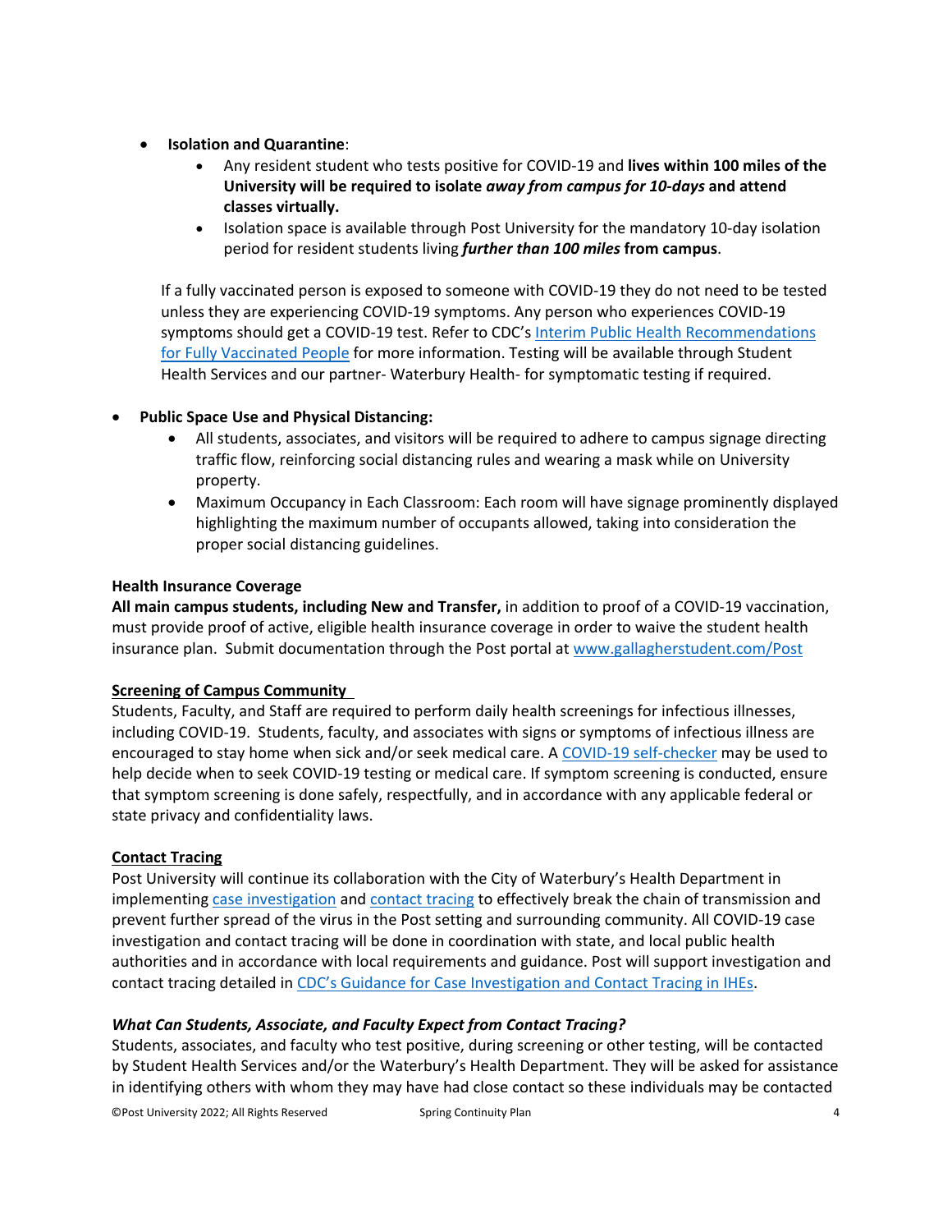- **Isolation and Quarantine**:
    - Any resident student who tests positive for COVID-19 and **lives within 100 miles of the University will be required to isolate *away from campus for 10-days* and attend classes virtually.**
    - Isolation space is available through Post University for the mandatory 10-day isolation period for resident students living ***further than 100 miles*** **from campus**.

  If a fully vaccinated person is exposed to someone with COVID-19 they do not need to be tested unless they are experiencing COVID-19 symptoms. Any person who experiences COVID-19 symptoms should get a COVID-19 test. Refer to CDC's Interim Public Health Recommendations for Fully Vaccinated People for more information. Testing will be available through Student Health Services and our partner- Waterbury Health- for symptomatic testing if required.

- **Public Space Use and Physical Distancing:**
    - All students, associates, and visitors will be required to adhere to campus signage directing traffic flow, reinforcing social distancing rules and wearing a mask while on University property.
    - Maximum Occupancy in Each Classroom: Each room will have signage prominently displayed highlighting the maximum number of occupants allowed, taking into consideration the proper social distancing guidelines.

**Health Insurance Coverage**

**All main campus students, including New and Transfer,** in addition to proof of a COVID-19 vaccination, must provide proof of active, eligible health insurance coverage in order to waive the student health insurance plan. Submit documentation through the Post portal at www.gallagherstudent.com/Post

**Screening of Campus Community**

Students, Faculty, and Staff are required to perform daily health screenings for infectious illnesses, including COVID-19. Students, faculty, and associates with signs or symptoms of infectious illness are encouraged to stay home when sick and/or seek medical care. A COVID-19 self-checker may be used to help decide when to seek COVID-19 testing or medical care. If symptom screening is conducted, ensure that symptom screening is done safely, respectfully, and in accordance with any applicable federal or state privacy and confidentiality laws.

**Contact Tracing**

Post University will continue its collaboration with the City of Waterbury's Health Department in implementing case investigation and contact tracing to effectively break the chain of transmission and prevent further spread of the virus in the Post setting and surrounding community. All COVID-19 case investigation and contact tracing will be done in coordination with state, and local public health authorities and in accordance with local requirements and guidance. Post will support investigation and contact tracing detailed in CDC's Guidance for Case Investigation and Contact Tracing in IHEs.

***What Can Students, Associate, and Faculty Expect from Contact Tracing?***

Students, associates, and faculty who test positive, during screening or other testing, will be contacted by Student Health Services and/or the Waterbury's Health Department. They will be asked for assistance in identifying others with whom they may have had close contact so these individuals may be contacted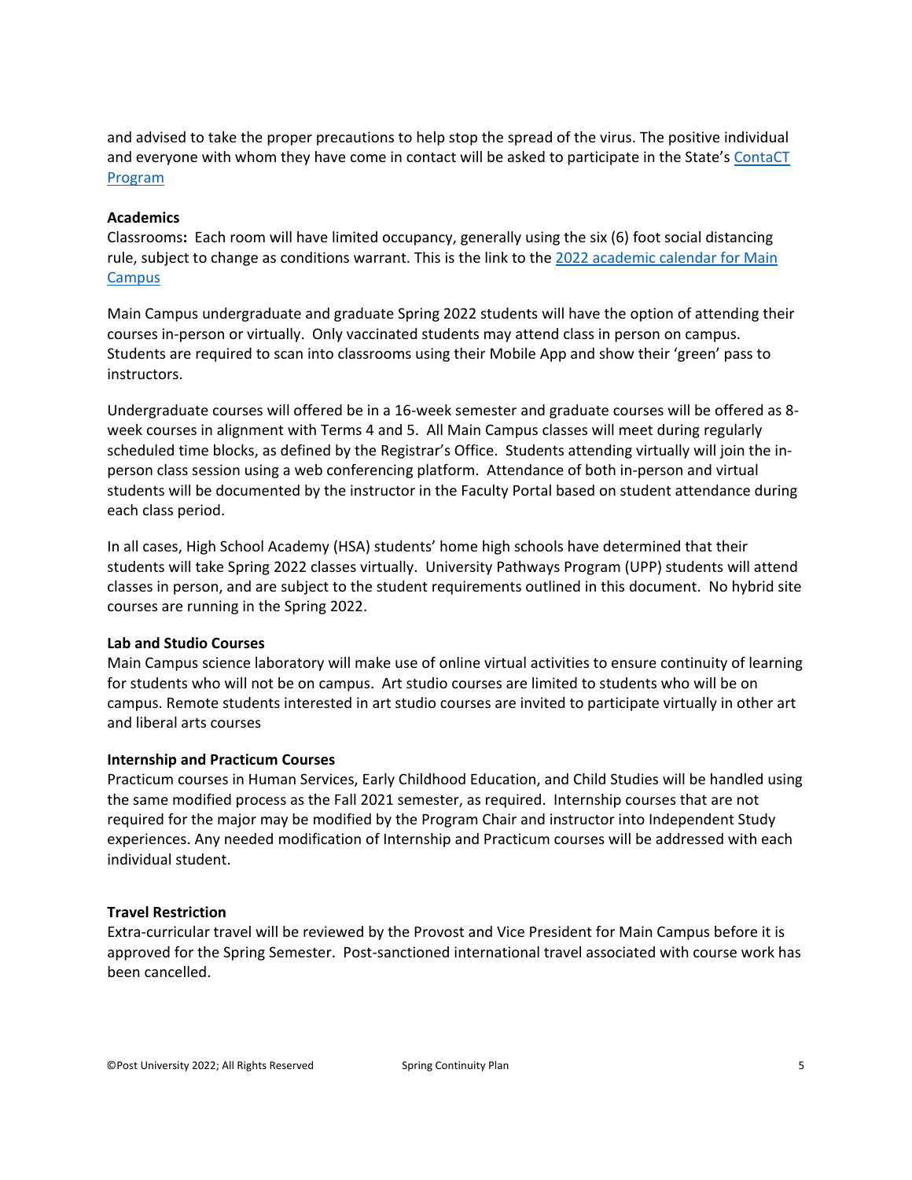and advised to take the proper precautions to help stop the spread of the virus. The positive individual and everyone with whom they have come in contact will be asked to participate in the State's ContaCT Program

**Academics**

Classrooms**:** Each room will have limited occupancy, generally using the six (6) foot social distancing rule, subject to change as conditions warrant. This is the link to the 2022 academic calendar for Main Campus

Main Campus undergraduate and graduate Spring 2022 students will have the option of attending their courses in-person or virtually. Only vaccinated students may attend class in person on campus. Students are required to scan into classrooms using their Mobile App and show their 'green' pass to instructors.

Undergraduate courses will offered be in a 16-week semester and graduate courses will be offered as 8-week courses in alignment with Terms 4 and 5. All Main Campus classes will meet during regularly scheduled time blocks, as defined by the Registrar's Office. Students attending virtually will join the in-person class session using a web conferencing platform. Attendance of both in-person and virtual students will be documented by the instructor in the Faculty Portal based on student attendance during each class period.

In all cases, High School Academy (HSA) students' home high schools have determined that their students will take Spring 2022 classes virtually. University Pathways Program (UPP) students will attend classes in person, and are subject to the student requirements outlined in this document. No hybrid site courses are running in the Spring 2022.

**Lab and Studio Courses**

Main Campus science laboratory will make use of online virtual activities to ensure continuity of learning for students who will not be on campus. Art studio courses are limited to students who will be on campus. Remote students interested in art studio courses are invited to participate virtually in other art and liberal arts courses

**Internship and Practicum Courses**

Practicum courses in Human Services, Early Childhood Education, and Child Studies will be handled using the same modified process as the Fall 2021 semester, as required. Internship courses that are not required for the major may be modified by the Program Chair and instructor into Independent Study experiences. Any needed modification of Internship and Practicum courses will be addressed with each individual student.

**Travel Restriction**

Extra-curricular travel will be reviewed by the Provost and Vice President for Main Campus before it is approved for the Spring Semester. Post-sanctioned international travel associated with course work has been cancelled.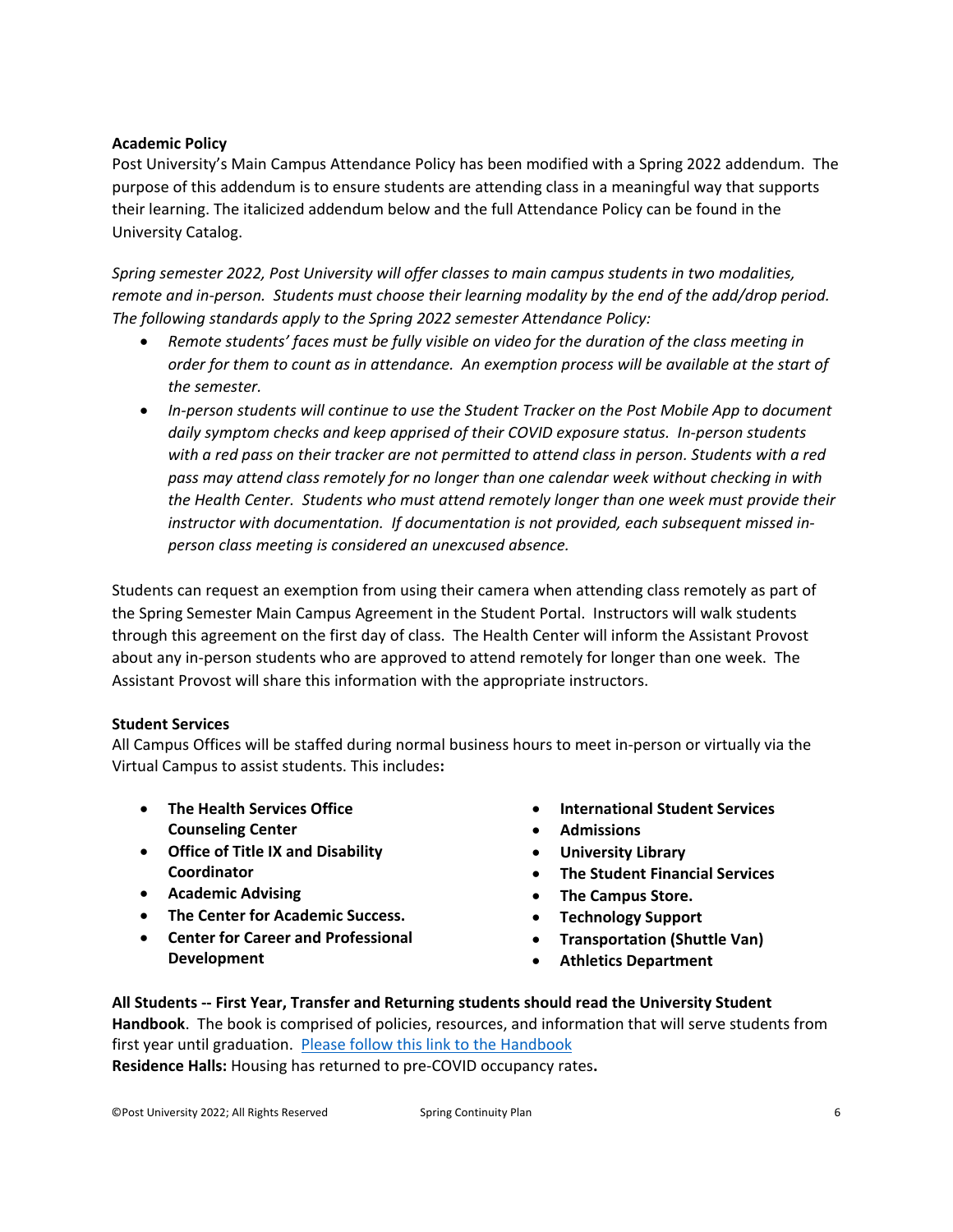**Academic Policy**

Post University's Main Campus Attendance Policy has been modified with a Spring 2022 addendum. The purpose of this addendum is to ensure students are attending class in a meaningful way that supports their learning. The italicized addendum below and the full Attendance Policy can be found in the University Catalog.

*Spring semester 2022, Post University will offer classes to main campus students in two modalities, remote and in-person. Students must choose their learning modality by the end of the add/drop period. The following standards apply to the Spring 2022 semester Attendance Policy:*

- *Remote students' faces must be fully visible on video for the duration of the class meeting in order for them to count as in attendance. An exemption process will be available at the start of the semester.*
- *In-person students will continue to use the Student Tracker on the Post Mobile App to document daily symptom checks and keep apprised of their COVID exposure status. In-person students with a red pass on their tracker are not permitted to attend class in person. Students with a red pass may attend class remotely for no longer than one calendar week without checking in with the Health Center. Students who must attend remotely longer than one week must provide their instructor with documentation. If documentation is not provided, each subsequent missed in-person class meeting is considered an unexcused absence.*

Students can request an exemption from using their camera when attending class remotely as part of the Spring Semester Main Campus Agreement in the Student Portal. Instructors will walk students through this agreement on the first day of class. The Health Center will inform the Assistant Provost about any in-person students who are approved to attend remotely for longer than one week. The Assistant Provost will share this information with the appropriate instructors.

**Student Services**

All Campus Offices will be staffed during normal business hours to meet in-person or virtually via the Virtual Campus to assist students. This includes**:**

- **The Health Services Office Counseling Center**
- **Office of Title IX and Disability Coordinator**
- **Academic Advising**
- **The Center for Academic Success.**
- **Center for Career and Professional Development**
- **International Student Services**
- **Admissions**
- **University Library**
- **The Student Financial Services**
- **The Campus Store.**
- **Technology Support**
- **Transportation (Shuttle Van)**
- **Athletics Department**

**All Students -- First Year, Transfer and Returning students should read the University Student Handbook**. The book is comprised of policies, resources, and information that will serve students from first year until graduation. Please follow this link to the Handbook

**Residence Halls:** Housing has returned to pre-COVID occupancy rates**.**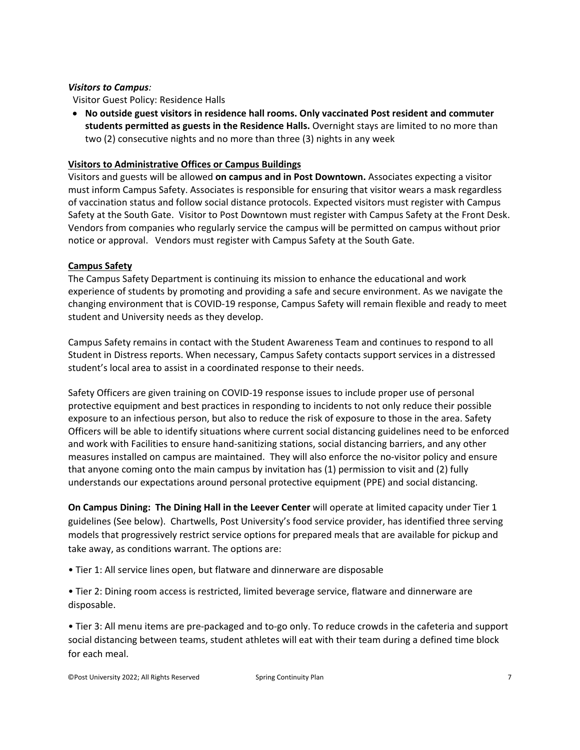*__Visitors to Campus__:*

Visitor Guest Policy: Residence Halls

- **No outside guest visitors in residence hall rooms. Only vaccinated Post resident and commuter students permitted as guests in the Residence Halls.** Overnight stays are limited to no more than two (2) consecutive nights and no more than three (3) nights in any week

**<u>Visitors to Administrative Offices or Campus Buildings</u>**

Visitors and guests will be allowed **on campus and in Post Downtown.** Associates expecting a visitor must inform Campus Safety. Associates is responsible for ensuring that visitor wears a mask regardless of vaccination status and follow social distance protocols. Expected visitors must register with Campus Safety at the South Gate. Visitor to Post Downtown must register with Campus Safety at the Front Desk. Vendors from companies who regularly service the campus will be permitted on campus without prior notice or approval. Vendors must register with Campus Safety at the South Gate.

**<u>Campus Safety</u>**

The Campus Safety Department is continuing its mission to enhance the educational and work experience of students by promoting and providing a safe and secure environment. As we navigate the changing environment that is COVID-19 response, Campus Safety will remain flexible and ready to meet student and University needs as they develop.

Campus Safety remains in contact with the Student Awareness Team and continues to respond to all Student in Distress reports. When necessary, Campus Safety contacts support services in a distressed student's local area to assist in a coordinated response to their needs.

Safety Officers are given training on COVID-19 response issues to include proper use of personal protective equipment and best practices in responding to incidents to not only reduce their possible exposure to an infectious person, but also to reduce the risk of exposure to those in the area. Safety Officers will be able to identify situations where current social distancing guidelines need to be enforced and work with Facilities to ensure hand-sanitizing stations, social distancing barriers, and any other measures installed on campus are maintained. They will also enforce the no-visitor policy and ensure that anyone coming onto the main campus by invitation has (1) permission to visit and (2) fully understands our expectations around personal protective equipment (PPE) and social distancing.

**On Campus Dining: The Dining Hall in the Leever Center** will operate at limited capacity under Tier 1 guidelines (See below). Chartwells, Post University's food service provider, has identified three serving models that progressively restrict service options for prepared meals that are available for pickup and take away, as conditions warrant. The options are:

• Tier 1: All service lines open, but flatware and dinnerware are disposable

• Tier 2: Dining room access is restricted, limited beverage service, flatware and dinnerware are disposable.

• Tier 3: All menu items are pre-packaged and to-go only. To reduce crowds in the cafeteria and support social distancing between teams, student athletes will eat with their team during a defined time block for each meal.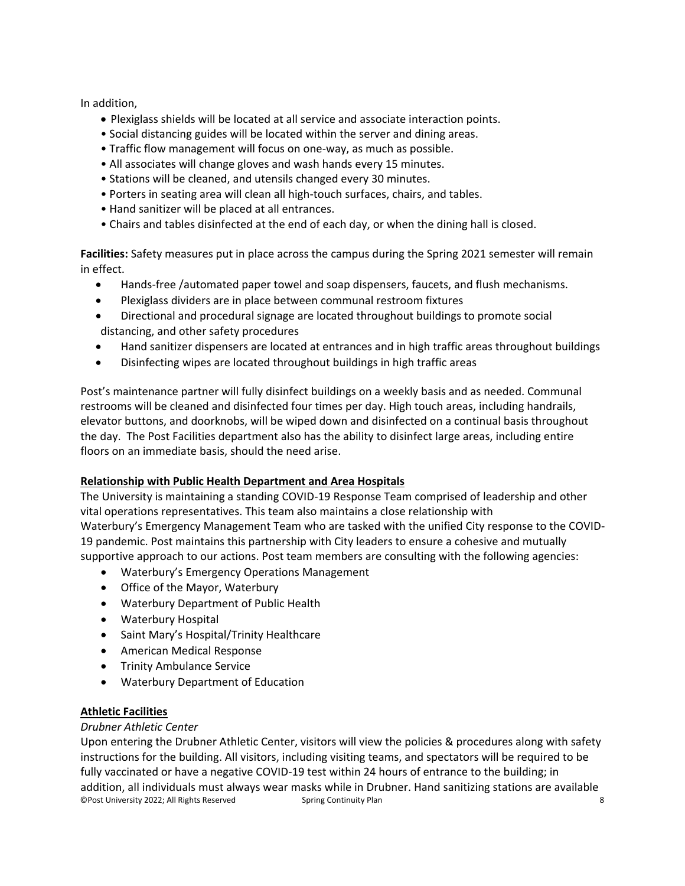In addition,

- Plexiglass shields will be located at all service and associate interaction points.
- Social distancing guides will be located within the server and dining areas.
- Traffic flow management will focus on one-way, as much as possible.
- All associates will change gloves and wash hands every 15 minutes.
- Stations will be cleaned, and utensils changed every 30 minutes.
- Porters in seating area will clean all high-touch surfaces, chairs, and tables.
- Hand sanitizer will be placed at all entrances.
- Chairs and tables disinfected at the end of each day, or when the dining hall is closed.

**Facilities:** Safety measures put in place across the campus during the Spring 2021 semester will remain in effect.

- Hands-free /automated paper towel and soap dispensers, faucets, and flush mechanisms.
- Plexiglass dividers are in place between communal restroom fixtures
- Directional and procedural signage are located throughout buildings to promote social distancing, and other safety procedures
- Hand sanitizer dispensers are located at entrances and in high traffic areas throughout buildings
- Disinfecting wipes are located throughout buildings in high traffic areas

Post's maintenance partner will fully disinfect buildings on a weekly basis and as needed. Communal restrooms will be cleaned and disinfected four times per day. High touch areas, including handrails, elevator buttons, and doorknobs, will be wiped down and disinfected on a continual basis throughout the day. The Post Facilities department also has the ability to disinfect large areas, including entire floors on an immediate basis, should the need arise.

## Relationship with Public Health Department and Area Hospitals

The University is maintaining a standing COVID-19 Response Team comprised of leadership and other vital operations representatives. This team also maintains a close relationship with Waterbury's Emergency Management Team who are tasked with the unified City response to the COVID-19 pandemic. Post maintains this partnership with City leaders to ensure a cohesive and mutually supportive approach to our actions. Post team members are consulting with the following agencies:

- Waterbury's Emergency Operations Management
- Office of the Mayor, Waterbury
- Waterbury Department of Public Health
- Waterbury Hospital
- Saint Mary's Hospital/Trinity Healthcare
- American Medical Response
- Trinity Ambulance Service
- Waterbury Department of Education

## Athletic Facilities

*Drubner Athletic Center*

Upon entering the Drubner Athletic Center, visitors will view the policies & procedures along with safety instructions for the building. All visitors, including visiting teams, and spectators will be required to be fully vaccinated or have a negative COVID-19 test within 24 hours of entrance to the building; in addition, all individuals must always wear masks while in Drubner. Hand sanitizing stations are available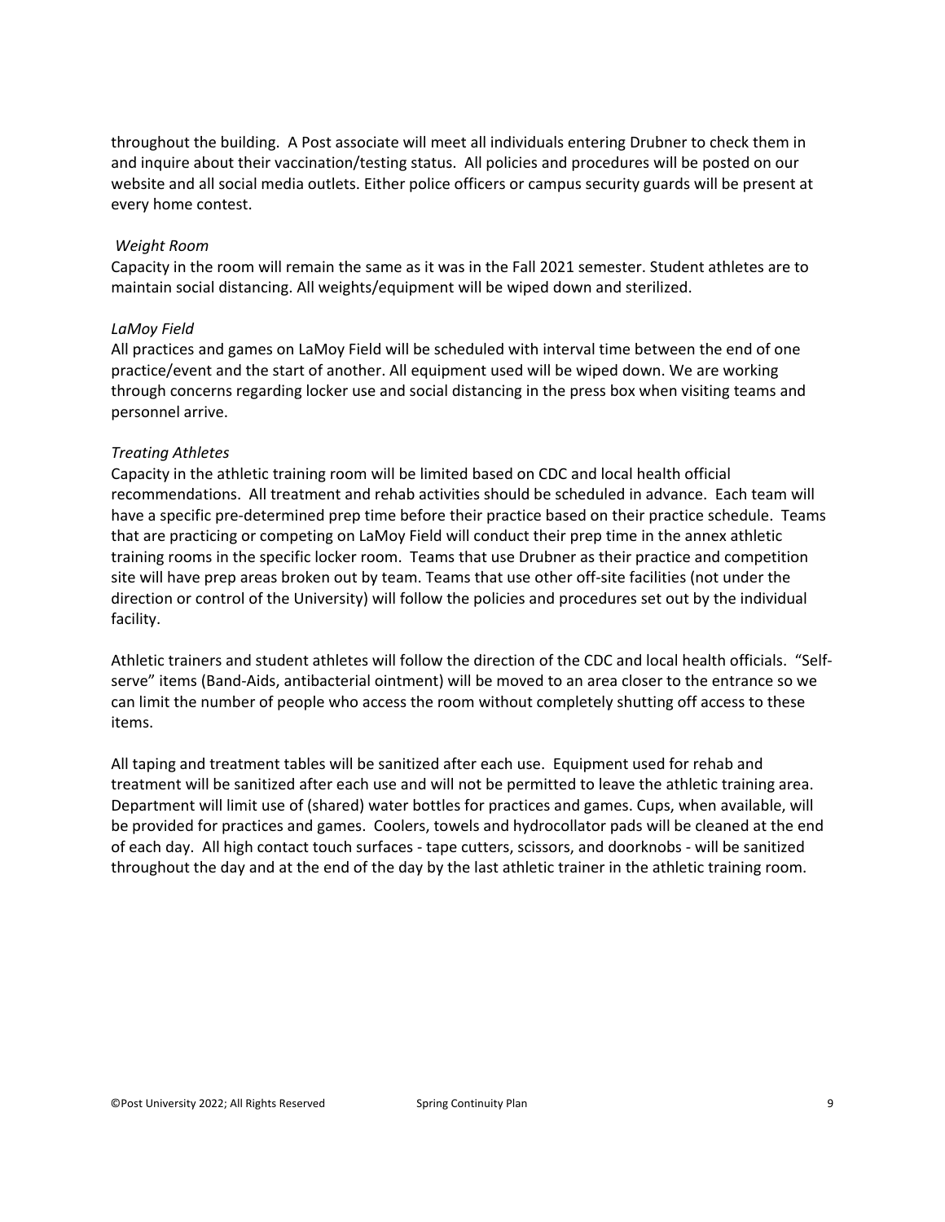throughout the building. A Post associate will meet all individuals entering Drubner to check them in and inquire about their vaccination/testing status. All policies and procedures will be posted on our website and all social media outlets. Either police officers or campus security guards will be present at every home contest.

*Weight Room*

Capacity in the room will remain the same as it was in the Fall 2021 semester. Student athletes are to maintain social distancing. All weights/equipment will be wiped down and sterilized.

*LaMoy Field*

All practices and games on LaMoy Field will be scheduled with interval time between the end of one practice/event and the start of another. All equipment used will be wiped down. We are working through concerns regarding locker use and social distancing in the press box when visiting teams and personnel arrive.

*Treating Athletes*

Capacity in the athletic training room will be limited based on CDC and local health official recommendations. All treatment and rehab activities should be scheduled in advance. Each team will have a specific pre-determined prep time before their practice based on their practice schedule. Teams that are practicing or competing on LaMoy Field will conduct their prep time in the annex athletic training rooms in the specific locker room. Teams that use Drubner as their practice and competition site will have prep areas broken out by team. Teams that use other off-site facilities (not under the direction or control of the University) will follow the policies and procedures set out by the individual facility.

Athletic trainers and student athletes will follow the direction of the CDC and local health officials. "Self-serve" items (Band-Aids, antibacterial ointment) will be moved to an area closer to the entrance so we can limit the number of people who access the room without completely shutting off access to these items.

All taping and treatment tables will be sanitized after each use. Equipment used for rehab and treatment will be sanitized after each use and will not be permitted to leave the athletic training area. Department will limit use of (shared) water bottles for practices and games. Cups, when available, will be provided for practices and games. Coolers, towels and hydrocollator pads will be cleaned at the end of each day. All high contact touch surfaces - tape cutters, scissors, and doorknobs - will be sanitized throughout the day and at the end of the day by the last athletic trainer in the athletic training room.